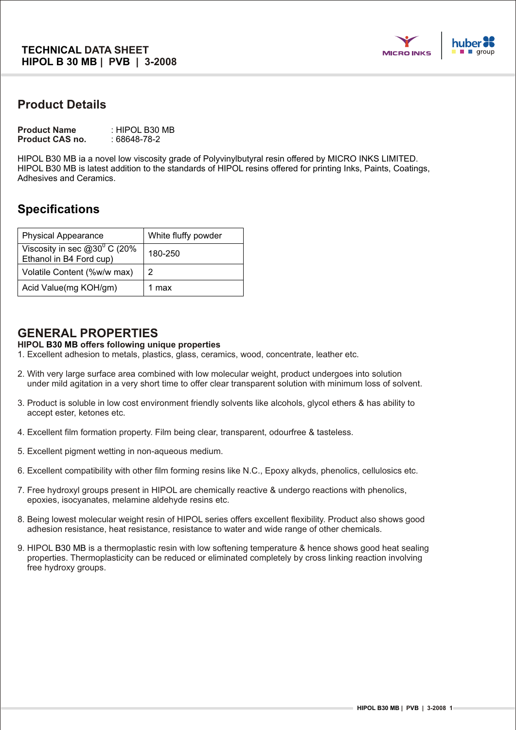**TECHNICAL DATA SHEET**
**HIPOL B 30 MB | PVB | 3-2008**

## Product Details

**Product Name** : HIPOL B30 MB
**Product CAS no.** : 68648-78-2

HIPOL B30 MB ia a novel low viscosity grade of Polyvinylbutyral resin offered by MICRO INKS LIMITED. HIPOL B30 MB is latest addition to the standards of HIPOL resins offered for printing Inks, Paints, Coatings, Adhesives and Ceramics.

## Specifications

| Physical Appearance | White fluffy powder |
|---|---|
| Viscosity in sec @$30^0$ C (20% Ethanol in B4 Ford cup) | 180-250 |
| Volatile Content (%w/w max) | 2 |
| Acid Value(mg KOH/gm) | 1 max |

## GENERAL PROPERTIES

**HIPOL B30 MB offers following unique properties**

1. Excellent adhesion to metals, plastics, glass, ceramics, wood, concentrate, leather etc.
2. With very large surface area combined with low molecular weight, product undergoes into solution under mild agitation in a very short time to offer clear transparent solution with minimum loss of solvent.
3. Product is soluble in low cost environment friendly solvents like alcohols, glycol ethers & has ability to accept ester, ketones etc.
4. Excellent film formation property. Film being clear, transparent, odourfree & tasteless.
5. Excellent pigment wetting in non-aqueous medium.
6. Excellent compatibility with other film forming resins like N.C., Epoxy alkyds, phenolics, cellulosics etc.
7. Free hydroxyl groups present in HIPOL are chemically reactive & undergo reactions with phenolics, epoxies, isocyanates, melamine aldehyde resins etc.
8. Being lowest molecular weight resin of HIPOL series offers excellent flexibility. Product also shows good adhesion resistance, heat resistance, resistance to water and wide range of other chemicals.
9. HIPOL B30 MB is a thermoplastic resin with low softening temperature & hence shows good heat sealing properties. Thermoplasticity can be reduced or eliminated completely by cross linking reaction involving free hydroxy groups.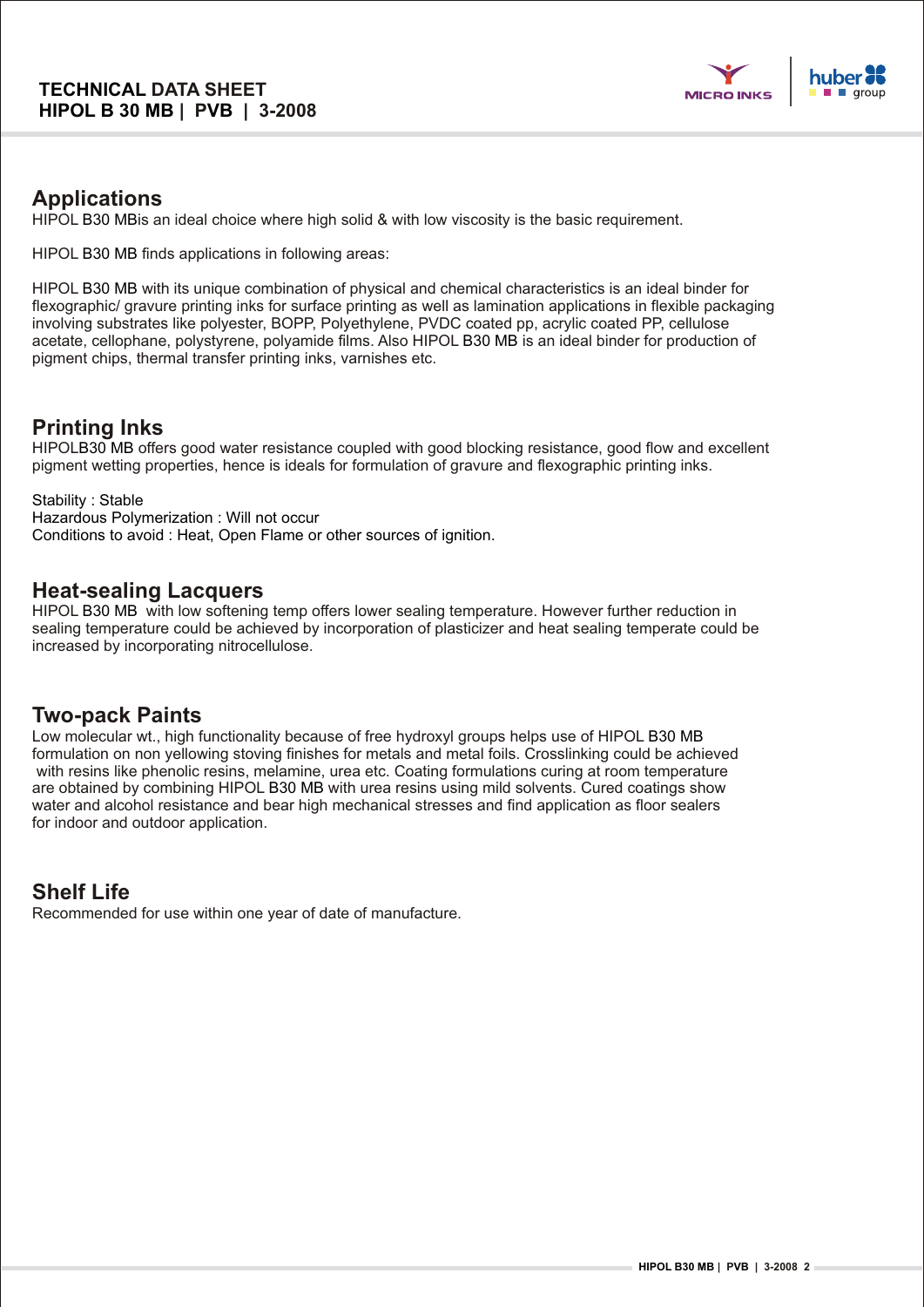## Applications

HIPOL B30 MBis an ideal choice where high solid & with low viscosity is the basic requirement.

HIPOL B30 MB finds applications in following areas:

HIPOL B30 MB with its unique combination of physical and chemical characteristics is an ideal binder for flexographic/ gravure printing inks for surface printing as well as lamination applications in flexible packaging involving substrates like polyester, BOPP, Polyethylene, PVDC coated pp, acrylic coated PP, cellulose acetate, cellophane, polystyrene, polyamide films. Also HIPOL B30 MB is an ideal binder for production of pigment chips, thermal transfer printing inks, varnishes etc.

## Printing Inks

HIPOLB30 MB offers good water resistance coupled with good blocking resistance, good flow and excellent pigment wetting properties, hence is ideals for formulation of gravure and flexographic printing inks.

Stability : Stable
Hazardous Polymerization : Will not occur
Conditions to avoid : Heat, Open Flame or other sources of ignition.

## Heat-sealing Lacquers

HIPOL B30 MB with low softening temp offers lower sealing temperature. However further reduction in sealing temperature could be achieved by incorporation of plasticizer and heat sealing temperate could be increased by incorporating nitrocellulose.

## Two-pack Paints

Low molecular wt., high functionality because of free hydroxyl groups helps use of HIPOL B30 MB formulation on non yellowing stoving finishes for metals and metal foils. Crosslinking could be achieved with resins like phenolic resins, melamine, urea etc. Coating formulations curing at room temperature are obtained by combining HIPOL B30 MB with urea resins using mild solvents. Cured coatings show water and alcohol resistance and bear high mechanical stresses and find application as floor sealers for indoor and outdoor application.

## Shelf Life

Recommended for use within one year of date of manufacture.